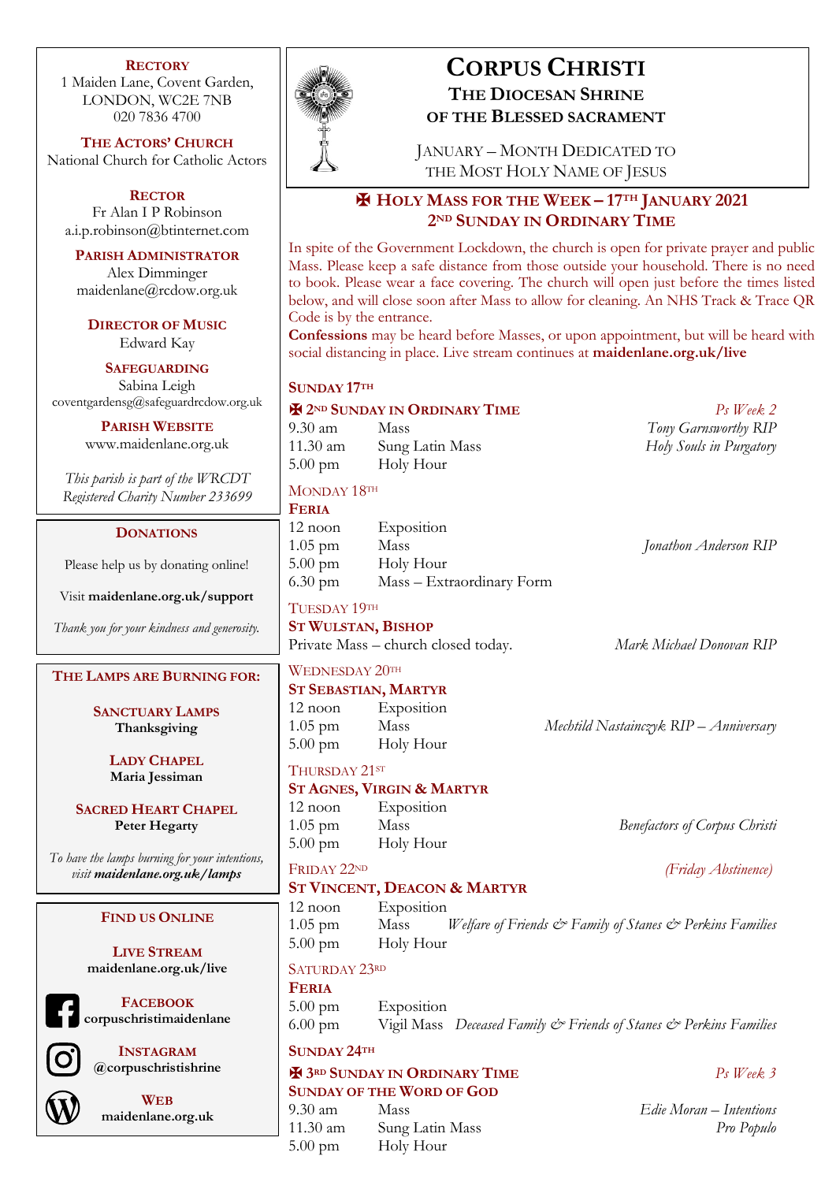# CORPUS CHRISTI

## THE DIOCESAN SHRINE OF THE BLESSED SACRAMENT

JANUARY – MONTH DEDICATED TO THE MOST HOLY NAME OF JESUS

## ✠ HOLY MASS FOR THE WEEK – 17TH JANUARY 2021 2ND SUNDAY IN ORDINARY TIME

In spite of the Government Lockdown, the church is open for private prayer and public Mass. Please keep a safe distance from those outside your household. There is no need to book. Please wear a face covering. The church will open just before the times listed below, and will close soon after Mass to allow for cleaning. An NHS Track & Trace QR Code is by the entrance.

**Confessions** may be heard before Masses, or upon appointment, but will be heard with social distancing in place. Live stream continues at **maidenlane.org.uk/live**

### SUNDAY 17TH

**✠ 2ND SUNDAY IN ORDINARY TIME** *Ps Week 2*

| | | |
|---|---|---|
| 9.30 am | Mass | *Tony Garnsworthy RIP* |
| 11.30 am | Sung Latin Mass | *Holy Souls in Purgatory* |
| 5.00 pm | Holy Hour | |

### MONDAY 18TH

**FERIA**

| | | |
|---|---|---|
| 12 noon | Exposition | |
| 1.05 pm | Mass | *Jonathon Anderson RIP* |
| 5.00 pm | Holy Hour | |
| 6.30 pm | Mass – Extraordinary Form | |

### TUESDAY 19TH

**ST WULSTAN, BISHOP**

Private Mass – church closed today. *Mark Michael Donovan RIP*

### WEDNESDAY 20TH

**ST SEBASTIAN, MARTYR**

| | | |
|---|---|---|
| 12 noon | Exposition | |
| 1.05 pm | Mass | *Mechtild Nastainczyk RIP – Anniversary* |
| 5.00 pm | Holy Hour | |

### THURSDAY 21ST

**ST AGNES, VIRGIN & MARTYR**

| | | |
|---|---|---|
| 12 noon | Exposition | |
| 1.05 pm | Mass | *Benefactors of Corpus Christi* |
| 5.00 pm | Holy Hour | |

### FRIDAY 22ND

*(Friday Abstinence)*

**ST VINCENT, DEACON & MARTYR**

| | | |
|---|---|---|
| 12 noon | Exposition | |
| 1.05 pm | Mass | *Welfare of Friends & Family of Stanes & Perkins Families* |
| 5.00 pm | Holy Hour | |

### SATURDAY 23RD

**FERIA**

| | | |
|---|---|---|
| 5.00 pm | Exposition | |
| 6.00 pm | Vigil Mass | *Deceased Family & Friends of Stanes & Perkins Families* |

### SUNDAY 24TH

**✠ 3RD SUNDAY IN ORDINARY TIME** *Ps Week 3*

**SUNDAY OF THE WORD OF GOD**

| | | |
|---|---|---|
| 9.30 am | Mass | *Edie Moran – Intentions* |
| 11.30 am | Sung Latin Mass | *Pro Populo* |
| 5.00 pm | Holy Hour | |

---

**RECTORY**
1 Maiden Lane, Covent Garden, LONDON, WC2E 7NB
020 7836 4700

**THE ACTORS' CHURCH**
National Church for Catholic Actors

**RECTOR**
Fr Alan I P Robinson
a.i.p.robinson@btinternet.com

**PARISH ADMINISTRATOR**
Alex Dimminger
maidenlane@rcdow.org.uk

**DIRECTOR OF MUSIC**
Edward Kay

**SAFEGUARDING**
Sabina Leigh
coventgardensg@safeguardrcdow.org.uk

**PARISH WEBSITE**
www.maidenlane.org.uk

*This parish is part of the WRCDT Registered Charity Number 233699*

**DONATIONS**

Please help us by donating online!

Visit **maidenlane.org.uk/support**

*Thank you for your kindness and generosity.*

**THE LAMPS ARE BURNING FOR:**

**SANCTUARY LAMPS**
**Thanksgiving**

**LADY CHAPEL**
**Maria Jessiman**

**SACRED HEART CHAPEL**
**Peter Hegarty**

*To have the lamps burning for your intentions, visit **maidenlane.org.uk/lamps***

**FIND US ONLINE**

**LIVE STREAM**
**maidenlane.org.uk/live**

**FACEBOOK**
**corpuschristimaidenlane**

**INSTAGRAM**
**@corpuschristishrine**

**WEB**
**maidenlane.org.uk**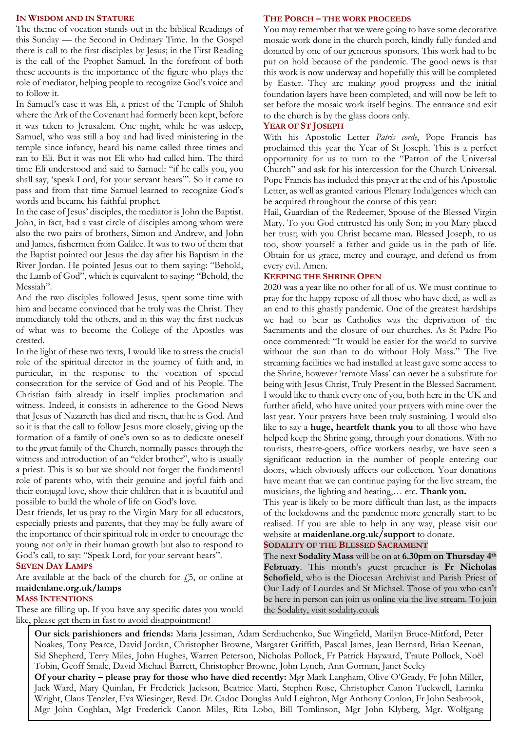## In Wisdom and in Stature

The theme of vocation stands out in the biblical Readings of this Sunday — the Second in Ordinary Time. In the Gospel there is call to the first disciples by Jesus; in the First Reading is the call of the Prophet Samuel. In the forefront of both these accounts is the importance of the figure who plays the role of mediator, helping people to recognize God's voice and to follow it.

In Samuel's case it was Eli, a priest of the Temple of Shiloh where the Ark of the Covenant had formerly been kept, before it was taken to Jerusalem. One night, while he was asleep, Samuel, who was still a boy and had lived ministering in the temple since infancy, heard his name called three times and ran to Eli. But it was not Eli who had called him. The third time Eli understood and said to Samuel: "if he calls you, you shall say, 'speak Lord, for your servant hears'". So it came to pass and from that time Samuel learned to recognize God's words and became his faithful prophet.

In the case of Jesus' disciples, the mediator is John the Baptist. John, in fact, had a vast circle of disciples among whom were also the two pairs of brothers, Simon and Andrew, and John and James, fishermen from Galilee. It was to two of them that the Baptist pointed out Jesus the day after his Baptism in the River Jordan. He pointed Jesus out to them saying: "Behold, the Lamb of God", which is equivalent to saying: "Behold, the Messiah".

And the two disciples followed Jesus, spent some time with him and became convinced that he truly was the Christ. They immediately told the others, and in this way the first nucleus of what was to become the College of the Apostles was created.

In the light of these two texts, I would like to stress the crucial role of the spiritual director in the journey of faith and, in particular, in the response to the vocation of special consecration for the service of God and of his People. The Christian faith already in itself implies proclamation and witness. Indeed, it consists in adherence to the Good News that Jesus of Nazareth has died and risen, that he is God. And so it is that the call to follow Jesus more closely, giving up the formation of a family of one's own so as to dedicate oneself to the great family of the Church, normally passes through the witness and introduction of an "elder brother", who is usually a priest. This is so but we should not forget the fundamental role of parents who, with their genuine and joyful faith and their conjugal love, show their children that it is beautiful and possible to build the whole of life on God's love.

Dear friends, let us pray to the Virgin Mary for all educators, especially priests and parents, that they may be fully aware of the importance of their spiritual role in order to encourage the young not only in their human growth but also to respond to God's call, to say: "Speak Lord, for your servant hears".

## Seven Day Lamps

Are available at the back of the church for £5, or online at **maidenlane.org.uk/lamps**

## Mass Intentions

These are filling up. If you have any specific dates you would like, please get them in fast to avoid disappointment!

## The Porch – the work proceeds

You may remember that we were going to have some decorative mosaic work done in the church porch, kindly fully funded and donated by one of our generous sponsors. This work had to be put on hold because of the pandemic. The good news is that this work is now underway and hopefully this will be completed by Easter. They are making good progress and the initial foundation layers have been completed, and will now be left to set before the mosaic work itself begins. The entrance and exit to the church is by the glass doors only.

## Year of St Joseph

With his Apostolic Letter *Patris corde*, Pope Francis has proclaimed this year the Year of St Joseph. This is a perfect opportunity for us to turn to the "Patron of the Universal Church" and ask for his intercession for the Church Universal. Pope Francis has included this prayer at the end of his Apostolic Letter, as well as granted various Plenary Indulgences which can be acquired throughout the course of this year:

Hail, Guardian of the Redeemer, Spouse of the Blessed Virgin Mary. To you God entrusted his only Son; in you Mary placed her trust; with you Christ became man. Blessed Joseph, to us too, show yourself a father and guide us in the path of life. Obtain for us grace, mercy and courage, and defend us from every evil. Amen.

## Keeping the Shrine Open

2020 was a year like no other for all of us. We must continue to pray for the happy repose of all those who have died, as well as an end to this ghastly pandemic. One of the greatest hardships we had to bear as Catholics was the deprivation of the Sacraments and the closure of our churches. As St Padre Pio once commented: "It would be easier for the world to survive without the sun than to do without Holy Mass." The live streaming facilities we had installed at least gave some access to the Shrine, however 'remote Mass' can never be a substitute for being with Jesus Christ, Truly Present in the Blessed Sacrament. I would like to thank every one of you, both here in the UK and further afield, who have united your prayers with mine over the last year. Your prayers have been truly sustaining. I would also like to say a **huge, heartfelt thank you** to all those who have helped keep the Shrine going, through your donations. With no tourists, theatre-goers, office workers nearby, we have seen a significant reduction in the number of people entering our doors, which obviously affects our collection. Your donations have meant that we can continue paying for the live stream, the musicians, the lighting and heating,… etc. **Thank you.**

This year is likely to be more difficult than last, as the impacts of the lockdowns and the pandemic more generally start to be realised. If you are able to help in any way, please visit our website at **maidenlane.org.uk/support** to donate.

## Sodality of the Blessed Sacrament

The next **Sodality Mass** will be on at **6.30pm on Thursday 4th February**. This month's guest preacher is **Fr Nicholas Schofield**, who is the Diocesan Archivist and Parish Priest of Our Lady of Lourdes and St Michael. Those of you who can't be here in person can join us online via the live stream. To join the Sodality, visit sodality.co.uk

**Our sick parishioners and friends:** Maria Jessiman, Adam Serdiuchenko, Sue Wingfield, Marilyn Bruce-Mitford, Peter Noakes, Tony Pearce, David Jordan, Christopher Browne, Margaret Griffith, Pascal James, Jean Bernard, Brian Keenan, Sid Shepherd, Terry Miles, John Hughes, Warren Peterson, Nicholas Pollock, Fr Patrick Hayward, Traute Pollock, Noël Tobin, Geoff Smale, David Michael Barrett, Christopher Browne, John Lynch, Ann Gorman, Janet Seeley

**Of your charity – please pray for those who have died recently:** Mgr Mark Langham, Olive O'Grady, Fr John Miller, Jack Ward, Mary Quinlan, Fr Frederick Jackson, Beatrice Marti, Stephen Rose, Christopher Canon Tuckwell, Larinka Wright, Claus Tenzler, Eva Wiesinger, Revd. Dr. Cadoc Douglas Auld Leighton, Mgr Anthony Conlon, Fr John Seabrook, Mgr John Coghlan, Mgr Frederick Canon Miles, Rita Lobo, Bill Tomlinson, Mgr John Klyberg, Mgr. Wolfgang